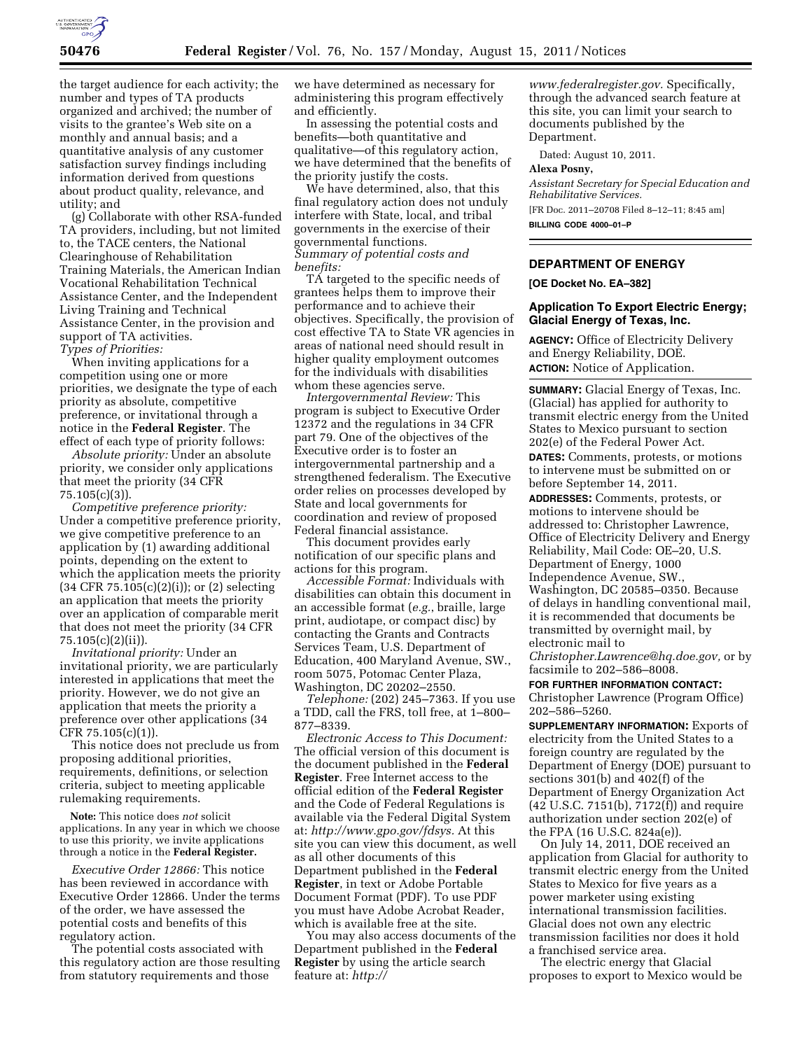the target audience for each activity; the number and types of TA products organized and archived; the number of visits to the grantee's Web site on a monthly and annual basis; and a quantitative analysis of any customer satisfaction survey findings including information derived from questions about product quality, relevance, and utility; and

(g) Collaborate with other RSA-funded TA providers, including, but not limited to, the TACE centers, the National Clearinghouse of Rehabilitation Training Materials, the American Indian Vocational Rehabilitation Technical Assistance Center, and the Independent Living Training and Technical Assistance Center, in the provision and support of TA activities.

*Types of Priorities:*

When inviting applications for a competition using one or more priorities, we designate the type of each priority as absolute, competitive preference, or invitational through a notice in the **Federal Register**. The effect of each type of priority follows:

*Absolute priority:* Under an absolute priority, we consider only applications that meet the priority (34 CFR 75.105(c)(3)).

*Competitive preference priority:* Under a competitive preference priority, we give competitive preference to an application by (1) awarding additional points, depending on the extent to which the application meets the priority (34 CFR 75.105(c)(2)(i)); or (2) selecting an application that meets the priority over an application of comparable merit that does not meet the priority (34 CFR 75.105(c)(2)(ii)).

*Invitational priority:* Under an invitational priority, we are particularly interested in applications that meet the priority. However, we do not give an application that meets the priority a preference over other applications (34 CFR 75.105(c)(1)).

This notice does not preclude us from proposing additional priorities, requirements, definitions, or selection criteria, subject to meeting applicable rulemaking requirements.

**Note:** This notice does *not* solicit applications. In any year in which we choose to use this priority, we invite applications through a notice in the **Federal Register.**

*Executive Order 12866:* This notice has been reviewed in accordance with Executive Order 12866. Under the terms of the order, we have assessed the potential costs and benefits of this regulatory action.

The potential costs associated with this regulatory action are those resulting from statutory requirements and those we have determined as necessary for administering this program effectively and efficiently.

In assessing the potential costs and benefits—both quantitative and qualitative—of this regulatory action, we have determined that the benefits of the priority justify the costs.

We have determined, also, that this final regulatory action does not unduly interfere with State, local, and tribal governments in the exercise of their governmental functions.

*Summary of potential costs and benefits:*

TA targeted to the specific needs of grantees helps them to improve their performance and to achieve their objectives. Specifically, the provision of cost effective TA to State VR agencies in areas of national need should result in higher quality employment outcomes for the individuals with disabilities whom these agencies serve.

*Intergovernmental Review:* This program is subject to Executive Order 12372 and the regulations in 34 CFR part 79. One of the objectives of the Executive order is to foster an intergovernmental partnership and a strengthened federalism. The Executive order relies on processes developed by State and local governments for coordination and review of proposed Federal financial assistance.

This document provides early notification of our specific plans and actions for this program.

*Accessible Format:* Individuals with disabilities can obtain this document in an accessible format (*e.g.*, braille, large print, audiotape, or compact disc) by contacting the Grants and Contracts Services Team, U.S. Department of Education, 400 Maryland Avenue, SW., room 5075, Potomac Center Plaza, Washington, DC 20202–2550.

*Telephone:* (202) 245–7363. If you use a TDD, call the FRS, toll free, at 1–800–877–8339.

*Electronic Access to This Document:* The official version of this document is the document published in the **Federal Register**. Free Internet access to the official edition of the **Federal Register** and the Code of Federal Regulations is available via the Federal Digital System at: *http://www.gpo.gov/fdsys.* At this site you can view this document, as well as all other documents of this Department published in the **Federal Register**, in text or Adobe Portable Document Format (PDF). To use PDF you must have Adobe Acrobat Reader, which is available free at the site.

You may also access documents of the Department published in the **Federal Register** by using the article search feature at: *http://www.federalregister.gov.* Specifically, through the advanced search feature at this site, you can limit your search to documents published by the Department.

Dated: August 10, 2011.

**Alexa Posny,**

*Assistant Secretary for Special Education and Rehabilitative Services.*

[FR Doc. 2011–20708 Filed 8–12–11; 8:45 am]

**BILLING CODE 4000–01–P**

---

## DEPARTMENT OF ENERGY

**[OE Docket No. EA–382]**

### Application To Export Electric Energy; Glacial Energy of Texas, Inc.

**AGENCY:** Office of Electricity Delivery and Energy Reliability, DOE.

**ACTION:** Notice of Application.

**SUMMARY:** Glacial Energy of Texas, Inc. (Glacial) has applied for authority to transmit electric energy from the United States to Mexico pursuant to section 202(e) of the Federal Power Act.

**DATES:** Comments, protests, or motions to intervene must be submitted on or before September 14, 2011.

**ADDRESSES:** Comments, protests, or motions to intervene should be addressed to: Christopher Lawrence, Office of Electricity Delivery and Energy Reliability, Mail Code: OE–20, U.S. Department of Energy, 1000 Independence Avenue, SW., Washington, DC 20585–0350. Because of delays in handling conventional mail, it is recommended that documents be transmitted by overnight mail, by electronic mail to *Christopher.Lawrence@hq.doe.gov,* or by facsimile to 202–586–8008.

**FOR FURTHER INFORMATION CONTACT:** Christopher Lawrence (Program Office) 202–586–5260.

**SUPPLEMENTARY INFORMATION:** Exports of electricity from the United States to a foreign country are regulated by the Department of Energy (DOE) pursuant to sections 301(b) and 402(f) of the Department of Energy Organization Act (42 U.S.C. 7151(b), 7172(f)) and require authorization under section 202(e) of the FPA (16 U.S.C. 824a(e)).

On July 14, 2011, DOE received an application from Glacial for authority to transmit electric energy from the United States to Mexico for five years as a power marketer using existing international transmission facilities. Glacial does not own any electric transmission facilities nor does it hold a franchised service area.

The electric energy that Glacial proposes to export to Mexico would be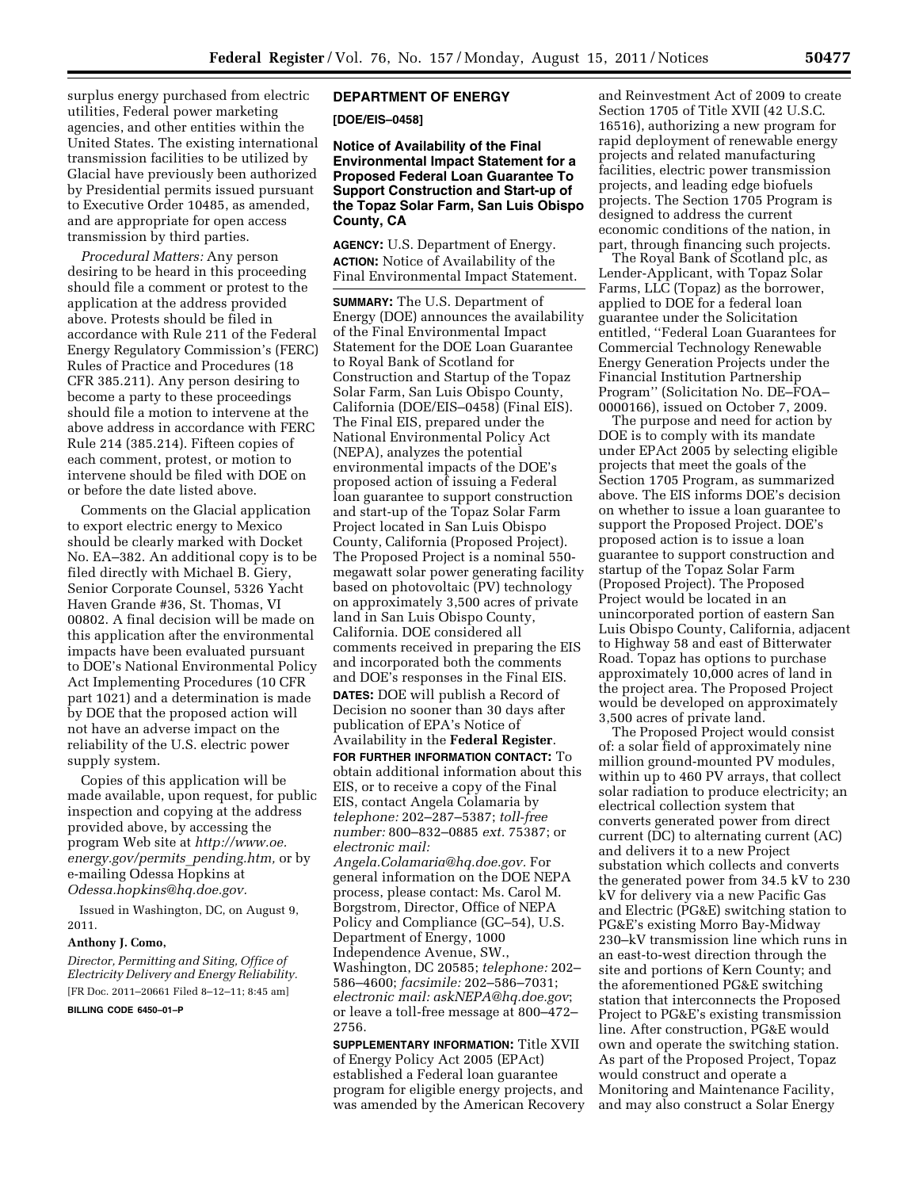surplus energy purchased from electric utilities, Federal power marketing agencies, and other entities within the United States. The existing international transmission facilities to be utilized by Glacial have previously been authorized by Presidential permits issued pursuant to Executive Order 10485, as amended, and are appropriate for open access transmission by third parties.

*Procedural Matters:* Any person desiring to be heard in this proceeding should file a comment or protest to the application at the address provided above. Protests should be filed in accordance with Rule 211 of the Federal Energy Regulatory Commission's (FERC) Rules of Practice and Procedures (18 CFR 385.211). Any person desiring to become a party to these proceedings should file a motion to intervene at the above address in accordance with FERC Rule 214 (385.214). Fifteen copies of each comment, protest, or motion to intervene should be filed with DOE on or before the date listed above.

Comments on the Glacial application to export electric energy to Mexico should be clearly marked with Docket No. EA–382. An additional copy is to be filed directly with Michael B. Giery, Senior Corporate Counsel, 5326 Yacht Haven Grande #36, St. Thomas, VI 00802. A final decision will be made on this application after the environmental impacts have been evaluated pursuant to DOE's National Environmental Policy Act Implementing Procedures (10 CFR part 1021) and a determination is made by DOE that the proposed action will not have an adverse impact on the reliability of the U.S. electric power supply system.

Copies of this application will be made available, upon request, for public inspection and copying at the address provided above, by accessing the program Web site at *http://www.oe.energy.gov/permits_pending.htm,* or by e-mailing Odessa Hopkins at *Odessa.hopkins@hq.doe.gov.*

Issued in Washington, DC, on August 9, 2011.

**Anthony J. Como,**

*Director, Permitting and Siting, Office of Electricity Delivery and Energy Reliability.*

[FR Doc. 2011–20661 Filed 8–12–11; 8:45 am]

**BILLING CODE 6450–01–P**

## DEPARTMENT OF ENERGY

**[DOE/EIS–0458]**

### Notice of Availability of the Final Environmental Impact Statement for a Proposed Federal Loan Guarantee To Support Construction and Start-up of the Topaz Solar Farm, San Luis Obispo County, CA

**AGENCY:** U.S. Department of Energy.

**ACTION:** Notice of Availability of the Final Environmental Impact Statement.

**SUMMARY:** The U.S. Department of Energy (DOE) announces the availability of the Final Environmental Impact Statement for the DOE Loan Guarantee to Royal Bank of Scotland for Construction and Startup of the Topaz Solar Farm, San Luis Obispo County, California (DOE/EIS–0458) (Final EIS). The Final EIS, prepared under the National Environmental Policy Act (NEPA), analyzes the potential environmental impacts of the DOE's proposed action of issuing a Federal loan guarantee to support construction and start-up of the Topaz Solar Farm Project located in San Luis Obispo County, California (Proposed Project). The Proposed Project is a nominal 550-megawatt solar power generating facility based on photovoltaic (PV) technology on approximately 3,500 acres of private land in San Luis Obispo County, California. DOE considered all comments received in preparing the EIS and incorporated both the comments and DOE's responses in the Final EIS.

**DATES:** DOE will publish a Record of Decision no sooner than 30 days after publication of EPA's Notice of Availability in the **Federal Register**.

**FOR FURTHER INFORMATION CONTACT:** To obtain additional information about this EIS, or to receive a copy of the Final EIS, contact Angela Colamaria by *telephone:* 202–287–5387; *toll-free number:* 800–832–0885 *ext.* 75387; or *electronic mail: Angela.Colamaria@hq.doe.gov.* For general information on the DOE NEPA process, please contact: Ms. Carol M. Borgstrom, Director, Office of NEPA Policy and Compliance (GC–54), U.S. Department of Energy, 1000 Independence Avenue, SW., Washington, DC 20585; *telephone:* 202–586–4600; *facsimile:* 202–586–7031; *electronic mail: askNEPA@hq.doe.gov*; or leave a toll-free message at 800–472–2756.

**SUPPLEMENTARY INFORMATION:** Title XVII of Energy Policy Act 2005 (EPAct) established a Federal loan guarantee program for eligible energy projects, and was amended by the American Recovery and Reinvestment Act of 2009 to create Section 1705 of Title XVII (42 U.S.C. 16516), authorizing a new program for rapid deployment of renewable energy projects and related manufacturing facilities, electric power transmission projects, and leading edge biofuels projects. The Section 1705 Program is designed to address the current economic conditions of the nation, in part, through financing such projects.

The Royal Bank of Scotland plc, as Lender-Applicant, with Topaz Solar Farms, LLC (Topaz) as the borrower, applied to DOE for a federal loan guarantee under the Solicitation entitled, ''Federal Loan Guarantees for Commercial Technology Renewable Energy Generation Projects under the Financial Institution Partnership Program'' (Solicitation No. DE–FOA–0000166), issued on October 7, 2009.

The purpose and need for action by DOE is to comply with its mandate under EPAct 2005 by selecting eligible projects that meet the goals of the Section 1705 Program, as summarized above. The EIS informs DOE's decision on whether to issue a loan guarantee to support the Proposed Project. DOE's proposed action is to issue a loan guarantee to support construction and startup of the Topaz Solar Farm (Proposed Project). The Proposed Project would be located in an unincorporated portion of eastern San Luis Obispo County, California, adjacent to Highway 58 and east of Bitterwater Road. Topaz has options to purchase approximately 10,000 acres of land in the project area. The Proposed Project would be developed on approximately 3,500 acres of private land.

The Proposed Project would consist of: a solar field of approximately nine million ground-mounted PV modules, within up to 460 PV arrays, that collect solar radiation to produce electricity; an electrical collection system that converts generated power from direct current (DC) to alternating current (AC) and delivers it to a new Project substation which collects and converts the generated power from 34.5 kV to 230 kV for delivery via a new Pacific Gas and Electric (PG&E) switching station to PG&E's existing Morro Bay-Midway 230–kV transmission line which runs in an east-to-west direction through the site and portions of Kern County; and the aforementioned PG&E switching station that interconnects the Proposed Project to PG&E's existing transmission line. After construction, PG&E would own and operate the switching station. As part of the Proposed Project, Topaz would construct and operate a Monitoring and Maintenance Facility, and may also construct a Solar Energy